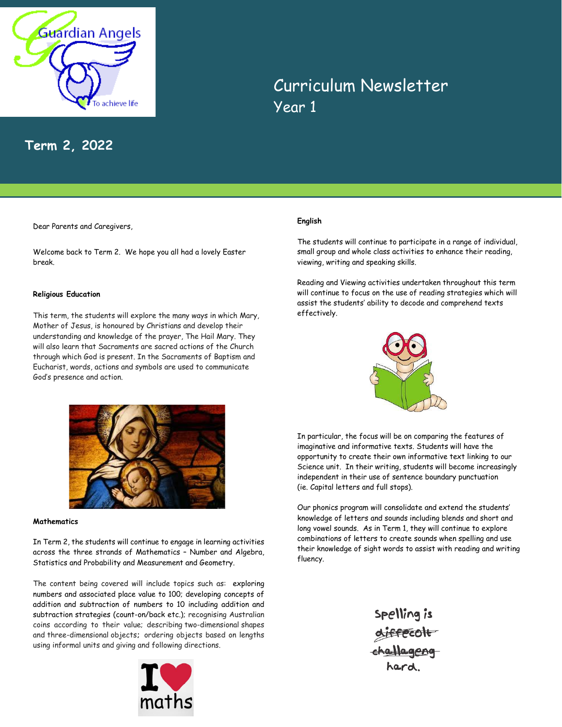# Curriculum Newsletter
## Year 1

**Term 2, 2022**

Dear Parents and Caregivers,

Welcome back to Term 2. We hope you all had a lovely Easter break.

### Religious Education

This term, the students will explore the many ways in which Mary, Mother of Jesus, is honoured by Christians and develop their understanding and knowledge of the prayer, The Hail Mary. They will also learn that Sacraments are sacred actions of the Church through which God is present. In the Sacraments of Baptism and Eucharist, words, actions and symbols are used to communicate God's presence and action.

### Mathematics

In Term 2, the students will continue to engage in learning activities across the three strands of Mathematics – Number and Algebra, Statistics and Probability and Measurement and Geometry.

The content being covered will include topics such as: exploring numbers and associated place value to 100; developing concepts of addition and subtraction of numbers to 10 including addition and subtraction strategies (count-on/back etc.); recognising Australian coins according to their value; describing two-dimensional shapes and three-dimensional objects; ordering objects based on lengths using informal units and giving and following directions.

### English

The students will continue to participate in a range of individual, small group and whole class activities to enhance their reading, viewing, writing and speaking skills.

Reading and Viewing activities undertaken throughout this term will continue to focus on the use of reading strategies which will assist the students' ability to decode and comprehend texts effectively.

In particular, the focus will be on comparing the features of imaginative and informative texts. Students will have the opportunity to create their own informative text linking to our Science unit. In their writing, students will become increasingly independent in their use of sentence boundary punctuation (ie. Capital letters and full stops).

Our phonics program will consolidate and extend the students' knowledge of letters and sounds including blends and short and long vowel sounds. As in Term 1, they will continue to explore combinations of letters to create sounds when spelling and use their knowledge of sight words to assist with reading and writing fluency.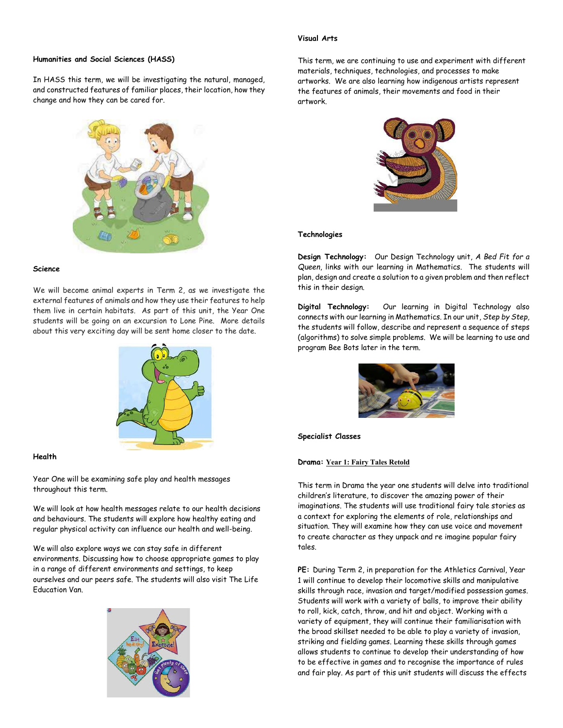### Humanities and Social Sciences (HASS)

In HASS this term, we will be investigating the natural, managed, and constructed features of familiar places, their location, how they change and how they can be cared for.

### Science

We will become animal experts in Term 2, as we investigate the external features of animals and how they use their features to help them live in certain habitats. As part of this unit, the Year One students will be going on an excursion to Lone Pine. More details about this very exciting day will be sent home closer to the date.

### Health

Year One will be examining safe play and health messages throughout this term.

We will look at how health messages relate to our health decisions and behaviours. The students will explore how healthy eating and regular physical activity can influence our health and well-being.

We will also explore ways we can stay safe in different environments. Discussing how to choose appropriate games to play in a range of different environments and settings, to keep ourselves and our peers safe. The students will also visit The Life Education Van.

### Visual Arts

This term, we are continuing to use and experiment with different materials, techniques, technologies, and processes to make artworks. We are also learning how indigenous artists represent the features of animals, their movements and food in their artwork.

### Technologies

**Design Technology:** Our Design Technology unit, *A Bed Fit for a Queen*, links with our learning in Mathematics. The students will plan, design and create a solution to a given problem and then reflect this in their design.

**Digital Technology:** Our learning in Digital Technology also connects with our learning in Mathematics. In our unit, *Step by Step*, the students will follow, describe and represent a sequence of steps (algorithms) to solve simple problems. We will be learning to use and program Bee Bots later in the term.

### Specialist Classes

**Drama:** Year 1: Fairy Tales Retold

This term in Drama the year one students will delve into traditional children's literature, to discover the amazing power of their imaginations. The students will use traditional fairy tale stories as a context for exploring the elements of role, relationships and situation. They will examine how they can use voice and movement to create character as they unpack and re imagine popular fairy tales.

**PE:** During Term 2, in preparation for the Athletics Carnival, Year 1 will continue to develop their locomotive skills and manipulative skills through race, invasion and target/modified possession games. Students will work with a variety of balls, to improve their ability to roll, kick, catch, throw, and hit and object. Working with a variety of equipment, they will continue their familiarisation with the broad skillset needed to be able to play a variety of invasion, striking and fielding games. Learning these skills through games allows students to continue to develop their understanding of how to be effective in games and to recognise the importance of rules and fair play. As part of this unit students will discuss the effects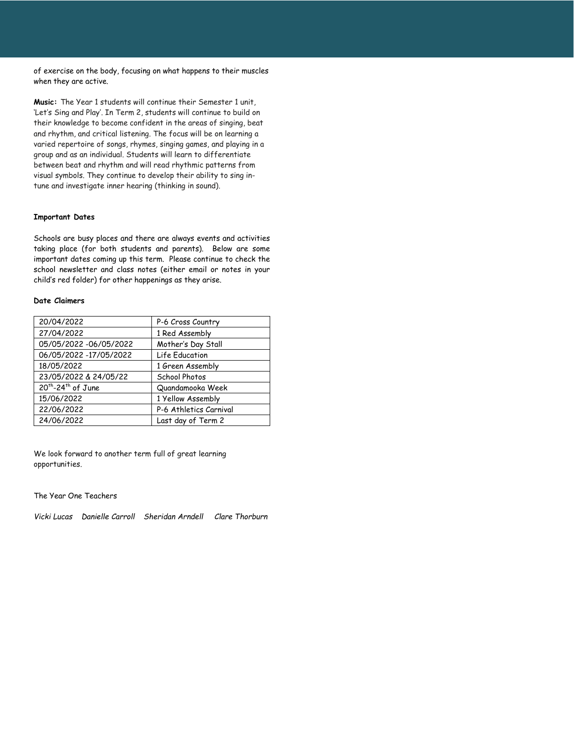of exercise on the body, focusing on what happens to their muscles when they are active.

**Music:** The Year 1 students will continue their Semester 1 unit, 'Let's Sing and Play'. In Term 2, students will continue to build on their knowledge to become confident in the areas of singing, beat and rhythm, and critical listening. The focus will be on learning a varied repertoire of songs, rhymes, singing games, and playing in a group and as an individual. Students will learn to differentiate between beat and rhythm and will read rhythmic patterns from visual symbols. They continue to develop their ability to sing in-tune and investigate inner hearing (thinking in sound).

**Important Dates**

Schools are busy places and there are always events and activities taking place (for both students and parents). Below are some important dates coming up this term. Please continue to check the school newsletter and class notes (either email or notes in your child's red folder) for other happenings as they arise.

**Date Claimers**

| | |
|---|---|
| 20/04/2022 | P-6 Cross Country |
| 27/04/2022 | 1 Red Assembly |
| 05/05/2022 -06/05/2022 | Mother's Day Stall |
| 06/05/2022 -17/05/2022 | Life Education |
| 18/05/2022 | 1 Green Assembly |
| 23/05/2022 & 24/05/22 | School Photos |
| 20th-24th of June | Quandamooka Week |
| 15/06/2022 | 1 Yellow Assembly |
| 22/06/2022 | P-6 Athletics Carnival |
| 24/06/2022 | Last day of Term 2 |

We look forward to another term full of great learning opportunities.

The Year One Teachers

*Vicki Lucas    Danielle Carroll    Sheridan Arndell    Clare Thorburn*